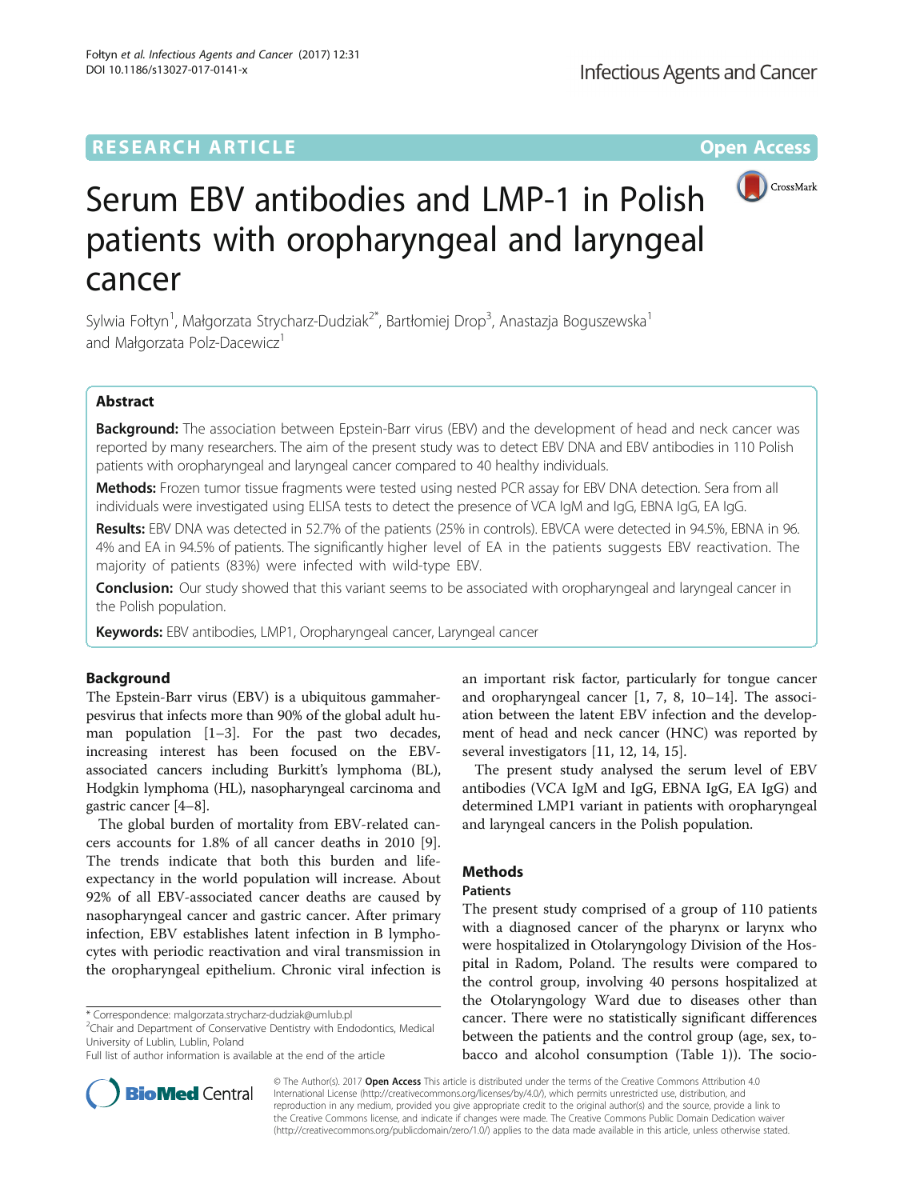# Serum EBV antibodies and LMP-1 in Polish patients with oropharyngeal and laryngeal cancer

Sylwia Fołtyn[1], Małgorzata Strycharz-Dudziak[2*], Bartłomiej Drop[3], Anastazja Boguszewska[1] and Małgorzata Polz-Dacewicz[1]

## Abstract

**Background:** The association between Epstein-Barr virus (EBV) and the development of head and neck cancer was reported by many researchers. The aim of the present study was to detect EBV DNA and EBV antibodies in 110 Polish patients with oropharyngeal and laryngeal cancer compared to 40 healthy individuals.

**Methods:** Frozen tumor tissue fragments were tested using nested PCR assay for EBV DNA detection. Sera from all individuals were investigated using ELISA tests to detect the presence of VCA IgM and IgG, EBNA IgG, EA IgG.

**Results:** EBV DNA was detected in 52.7% of the patients (25% in controls). EBVCA were detected in 94.5%, EBNA in 96.4% and EA in 94.5% of patients. The significantly higher level of EA in the patients suggests EBV reactivation. The majority of patients (83%) were infected with wild-type EBV.

**Conclusion:** Our study showed that this variant seems to be associated with oropharyngeal and laryngeal cancer in the Polish population.

**Keywords:** EBV antibodies, LMP1, Oropharyngeal cancer, Laryngeal cancer

## Background

The Epstein-Barr virus (EBV) is a ubiquitous gammaherpesvirus that infects more than 90% of the global adult human population [1–3]. For the past two decades, increasing interest has been focused on the EBV-associated cancers including Burkitt's lymphoma (BL), Hodgkin lymphoma (HL), nasopharyngeal carcinoma and gastric cancer [4–8].

The global burden of mortality from EBV-related cancers accounts for 1.8% of all cancer deaths in 2010 [9]. The trends indicate that both this burden and life-expectancy in the world population will increase. About 92% of all EBV-associated cancer deaths are caused by nasopharyngeal cancer and gastric cancer. After primary infection, EBV establishes latent infection in B lymphocytes with periodic reactivation and viral transmission in the oropharyngeal epithelium. Chronic viral infection is an important risk factor, particularly for tongue cancer and oropharyngeal cancer [1, 7, 8, 10–14]. The association between the latent EBV infection and the development of head and neck cancer (HNC) was reported by several investigators [11, 12, 14, 15].

The present study analysed the serum level of EBV antibodies (VCA IgM and IgG, EBNA IgG, EA IgG) and determined LMP1 variant in patients with oropharyngeal and laryngeal cancers in the Polish population.

## Methods

### Patients

The present study comprised of a group of 110 patients with a diagnosed cancer of the pharynx or larynx who were hospitalized in Otolaryngology Division of the Hospital in Radom, Poland. The results were compared to the control group, involving 40 persons hospitalized at the Otolaryngology Ward due to diseases other than cancer. There were no statistically significant differences between the patients and the control group (age, sex, tobacco and alcohol consumption (Table 1)). The socio-

\* Correspondence: malgorzata.strycharz-dudziak@umlub.pl
[2]Chair and Department of Conservative Dentistry with Endodontics, Medical University of Lublin, Lublin, Poland
Full list of author information is available at the end of the article

© The Author(s). 2017 **Open Access** This article is distributed under the terms of the Creative Commons Attribution 4.0 International License (http://creativecommons.org/licenses/by/4.0/), which permits unrestricted use, distribution, and reproduction in any medium, provided you give appropriate credit to the original author(s) and the source, provide a link to the Creative Commons license, and indicate if changes were made. The Creative Commons Public Domain Dedication waiver (http://creativecommons.org/publicdomain/zero/1.0/) applies to the data made available in this article, unless otherwise stated.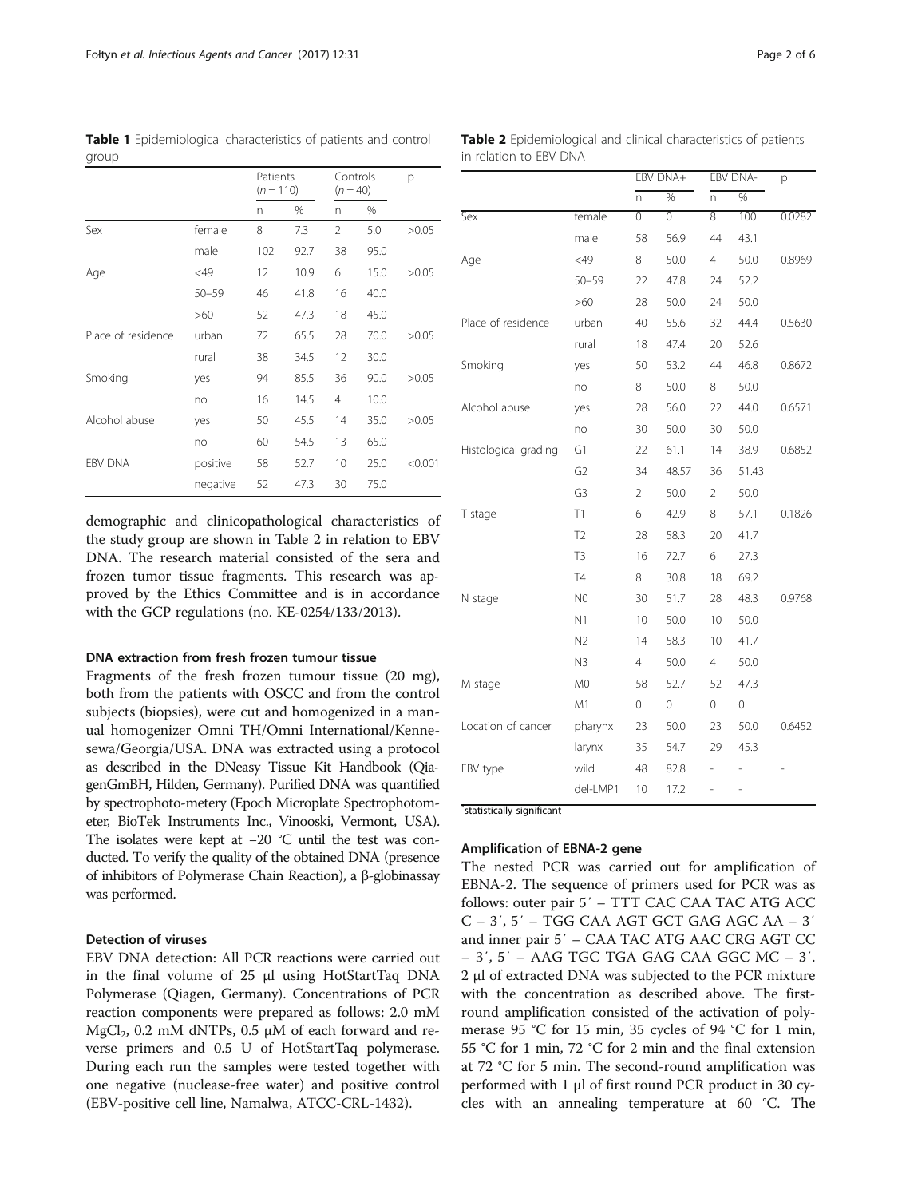**Table 1** Epidemiological characteristics of patients and control group

| | | Patients (n = 110) | | Controls (n = 40) | | p |
|---|---|---|---|---|---|---|
| | | n | % | n | % | |
| Sex | female | 8 | 7.3 | 2 | 5.0 | >0.05 |
| | male | 102 | 92.7 | 38 | 95.0 | |
| Age | <49 | 12 | 10.9 | 6 | 15.0 | >0.05 |
| | 50–59 | 46 | 41.8 | 16 | 40.0 | |
| | >60 | 52 | 47.3 | 18 | 45.0 | |
| Place of residence | urban | 72 | 65.5 | 28 | 70.0 | >0.05 |
| | rural | 38 | 34.5 | 12 | 30.0 | |
| Smoking | yes | 94 | 85.5 | 36 | 90.0 | >0.05 |
| | no | 16 | 14.5 | 4 | 10.0 | |
| Alcohol abuse | yes | 50 | 45.5 | 14 | 35.0 | >0.05 |
| | no | 60 | 54.5 | 13 | 65.0 | |
| EBV DNA | positive | 58 | 52.7 | 10 | 25.0 | <0.001 |
| | negative | 52 | 47.3 | 30 | 75.0 | |

demographic and clinicopathological characteristics of the study group are shown in Table 2 in relation to EBV DNA. The research material consisted of the sera and frozen tumor tissue fragments. This research was approved by the Ethics Committee and is in accordance with the GCP regulations (no. KE-0254/133/2013).

### DNA extraction from fresh frozen tumour tissue

Fragments of the fresh frozen tumour tissue (20 mg), both from the patients with OSCC and from the control subjects (biopsies), were cut and homogenized in a manual homogenizer Omni TH/Omni International/Kennesewa/Georgia/USA. DNA was extracted using a protocol as described in the DNeasy Tissue Kit Handbook (QiagenGmBH, Hilden, Germany). Purified DNA was quantified by spectrophoto-metery (Epoch Microplate Spectrophotometer, BioTek Instruments Inc., Vinooski, Vermont, USA). The isolates were kept at −20 °C until the test was conducted. To verify the quality of the obtained DNA (presence of inhibitors of Polymerase Chain Reaction), a β-globinassay was performed.

### Detection of viruses

EBV DNA detection: All PCR reactions were carried out in the final volume of 25 μl using HotStartTaq DNA Polymerase (Qiagen, Germany). Concentrations of PCR reaction components were prepared as follows: 2.0 mM $MgCl_2$, 0.2 mM dNTPs, 0.5 μM of each forward and reverse primers and 0.5 U of HotStartTaq polymerase. During each run the samples were tested together with one negative (nuclease-free water) and positive control (EBV-positive cell line, Namalwa, ATCC-CRL-1432).

**Table 2** Epidemiological and clinical characteristics of patients in relation to EBV DNA

| | | EBV DNA+ | | EBV DNA- | | p |
|---|---|---|---|---|---|---|
| | | n | % | n | % | |
| Sex | female | 0 | 0 | 8 | 100 | 0.0282* |
| | male | 58 | 56.9 | 44 | 43.1 | |
| Age | <49 | 8 | 50.0 | 4 | 50.0 | 0.8969 |
| | 50–59 | 22 | 47.8 | 24 | 52.2 | |
| | >60 | 28 | 50.0 | 24 | 50.0 | |
| Place of residence | urban | 40 | 55.6 | 32 | 44.4 | 0.5630 |
| | rural | 18 | 47.4 | 20 | 52.6 | |
| Smoking | yes | 50 | 53.2 | 44 | 46.8 | 0.8672 |
| | no | 8 | 50.0 | 8 | 50.0 | |
| Alcohol abuse | yes | 28 | 56.0 | 22 | 44.0 | 0.6571 |
| | no | 30 | 50.0 | 30 | 50.0 | |
| Histological grading | G1 | 22 | 61.1 | 14 | 38.9 | 0.6852 |
| | G2 | 34 | 48.57 | 36 | 51.43 | |
| | G3 | 2 | 50.0 | 2 | 50.0 | |
| T stage | T1 | 6 | 42.9 | 8 | 57.1 | 0.1826 |
| | T2 | 28 | 58.3 | 20 | 41.7 | |
| | T3 | 16 | 72.7 | 6 | 27.3 | |
| | T4 | 8 | 30.8 | 18 | 69.2 | |
| N stage | N0 | 30 | 51.7 | 28 | 48.3 | 0.9768 |
| | N1 | 10 | 50.0 | 10 | 50.0 | |
| | N2 | 14 | 58.3 | 10 | 41.7 | |
| | N3 | 4 | 50.0 | 4 | 50.0 | |
| M stage | M0 | 58 | 52.7 | 52 | 47.3 | |
| | M1 | 0 | 0 | 0 | 0 | |
| Location of cancer | pharynx | 23 | 50.0 | 23 | 50.0 | 0.6452 |
| | larynx | 35 | 54.7 | 29 | 45.3 | |
| EBV type | wild | 48 | 82.8 | - | - | - |
| | del-LMP1 | 10 | 17.2 | - | - | |

*statistically significant

### Amplification of EBNA-2 gene

The nested PCR was carried out for amplification of EBNA-2. The sequence of primers used for PCR was as follows: outer pair 5′ – TTT CAC CAA TAC ATG ACC C – 3′, 5′ – TGG CAA AGT GCT GAG AGC AA – 3′ and inner pair 5′ – CAA TAC ATG AAC CRG AGT CC – 3′, 5′ – AAG TGC TGA GAG CAA GGC MC – 3′. 2 μl of extracted DNA was subjected to the PCR mixture with the concentration as described above. The first-round amplification consisted of the activation of polymerase 95 °C for 15 min, 35 cycles of 94 °C for 1 min, 55 °C for 1 min, 72 °C for 2 min and the final extension at 72 °C for 5 min. The second-round amplification was performed with 1 μl of first round PCR product in 30 cycles with an annealing temperature at 60 °C. The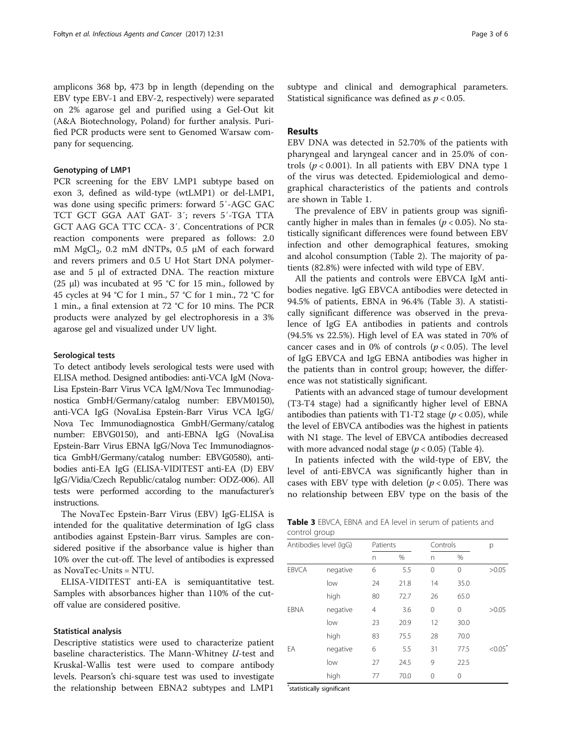amplicons 368 bp, 473 bp in length (depending on the EBV type EBV-1 and EBV-2, respectively) were separated on 2% agarose gel and purified using a Gel-Out kit (A&A Biotechnology, Poland) for further analysis. Purified PCR products were sent to Genomed Warsaw company for sequencing.

### Genotyping of LMP1

PCR screening for the EBV LMP1 subtype based on exon 3, defined as wild-type (wtLMP1) or del-LMP1, was done using specific primers: forward 5′-AGC GAC TCT GCT GGA AAT GAT- 3′; revers 5′-TGA TTA GCT AAG GCA TTC CCA- 3′. Concentrations of PCR reaction components were prepared as follows: 2.0 mM $MgCl_2$, 0.2 mM dNTPs, 0.5 μM of each forward and revers primers and 0.5 U Hot Start DNA polymerase and 5 μl of extracted DNA. The reaction mixture (25 μl) was incubated at 95 °C for 15 min., followed by 45 cycles at 94 °C for 1 min., 57 °C for 1 min., 72 °C for 1 min., a final extension at 72 °C for 10 mins. The PCR products were analyzed by gel electrophoresis in a 3% agarose gel and visualized under UV light.

### Serological tests

To detect antibody levels serological tests were used with ELISA method. Designed antibodies: anti-VCA IgM (NovaLisa Epstein-Barr Virus VCA IgM/Nova Tec Immunodiagnostica GmbH/Germany/catalog number: EBVM0150), anti-VCA IgG (NovaLisa Epstein-Barr Virus VCA IgG/Nova Tec Immunodiagnostica GmbH/Germany/catalog number: EBVG0150), and anti-EBNA IgG (NovaLisa Epstein-Barr Virus EBNA IgG/Nova Tec Immunodiagnostica GmbH/Germany/catalog number: EBVG0580), antibodies anti-EA IgG (ELISA-VIDITEST anti-EA (D) EBV IgG/Vidia/Czech Republic/catalog number: ODZ-006). All tests were performed according to the manufacturer's instructions.

The NovaTec Epstein-Barr Virus (EBV) IgG-ELISA is intended for the qualitative determination of IgG class antibodies against Epstein-Barr virus. Samples are considered positive if the absorbance value is higher than 10% over the cut-off. The level of antibodies is expressed as NovaTec-Units = NTU.

ELISA-VIDITEST anti-EA is semiquantitative test. Samples with absorbances higher than 110% of the cut-off value are considered positive.

### Statistical analysis

Descriptive statistics were used to characterize patient baseline characteristics. The Mann-Whitney *U*-test and Kruskal-Wallis test were used to compare antibody levels. Pearson's chi-square test was used to investigate the relationship between EBNA2 subtypes and LMP1 subtype and clinical and demographical parameters. Statistical significance was defined as $p < 0.05$.

## Results

EBV DNA was detected in 52.70% of the patients with pharyngeal and laryngeal cancer and in 25.0% of controls ($p < 0.001$). In all patients with EBV DNA type 1 of the virus was detected. Epidemiological and demographical characteristics of the patients and controls are shown in Table 1.

The prevalence of EBV in patients group was significantly higher in males than in females ($p < 0.05$). No statistically significant differences were found between EBV infection and other demographical features, smoking and alcohol consumption (Table 2). The majority of patients (82.8%) were infected with wild type of EBV.

All the patients and controls were EBVCA IgM antibodies negative. IgG EBVCA antibodies were detected in 94.5% of patients, EBNA in 96.4% (Table 3). A statistically significant difference was observed in the prevalence of IgG EA antibodies in patients and controls (94.5% vs 22.5%). High level of EA was stated in 70% of cancer cases and in 0% of controls ($p < 0.05$). The level of IgG EBVCA and IgG EBNA antibodies was higher in the patients than in control group; however, the difference was not statistically significant.

Patients with an advanced stage of tumour development (T3-T4 stage) had a significantly higher level of EBNA antibodies than patients with T1-T2 stage ($p < 0.05$), while the level of EBVCA antibodies was the highest in patients with N1 stage. The level of EBVCA antibodies decreased with more advanced nodal stage ($p < 0.05$) (Table 4).

In patients infected with the wild-type of EBV, the level of anti-EBVCA was significantly higher than in cases with EBV type with deletion ($p < 0.05$). There was no relationship between EBV type on the basis of the

**Table 3** EBVCA, EBNA and EA level in serum of patients and control group

| Antibodies level (IgG) | | Patients | | Controls | | p |
|---|---|---|---|---|---|---|
| | | n | % | n | % | |
| EBVCA | negative | 6 | 5.5 | 0 | 0 | >0.05 |
| | low | 24 | 21.8 | 14 | 35.0 | |
| | high | 80 | 72.7 | 26 | 65.0 | |
| EBNA | negative | 4 | 3.6 | 0 | 0 | >0.05 |
| | low | 23 | 20.9 | 12 | 30.0 | |
| | high | 83 | 75.5 | 28 | 70.0 | |
| EA | negative | 6 | 5.5 | 31 | 77.5 | <0.05* |
| | low | 27 | 24.5 | 9 | 22.5 | |
| | high | 77 | 70.0 | 0 | 0 | |

*statistically significant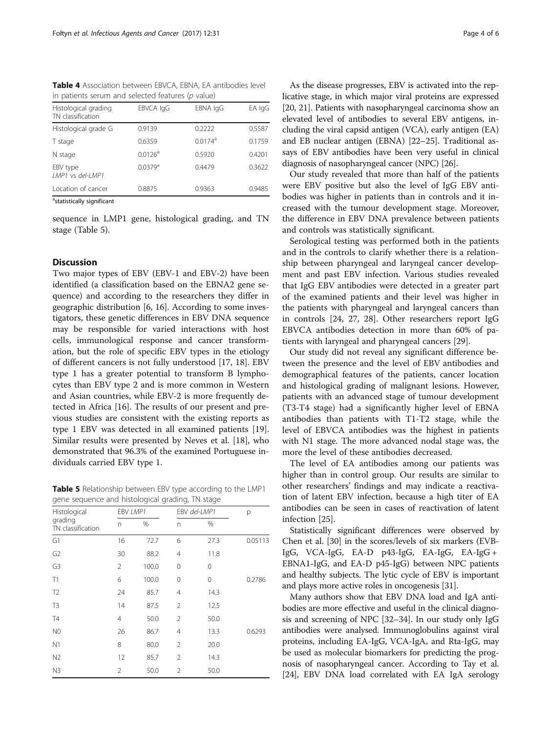**Table 4** Association between EBVCA, EBNA, EA antibodies level in patients serum and selected features (*p* value)

| Histological grading TN classification | EBVCA IgG | EBNA IgG | EA IgG |
|---|---|---|---|
| Histological grade G | 0.9139 | 0.2222 | 0.5587 |
| T stage | 0.6359 | 0.0174[a] | 0.1759 |
| N stage | 0.0126[a] | 0.5920 | 0.4201 |
| EBV type *LMP1* vs *del-LMP1* | 0.0379[a] | 0.4479 | 0.3622 |
| Location of cancer | 0.8875 | 0.9363 | 0.9485 |

[a]statistically significant

sequence in LMP1 gene, histological grading, and TN stage (Table 5).

## Discussion

Two major types of EBV (EBV-1 and EBV-2) have been identified (a classification based on the EBNA2 gene sequence) and according to the researchers they differ in geographic distribution [6, 16]. According to some investigators, these genetic differences in EBV DNA sequence may be responsible for varied interactions with host cells, immunological response and cancer transformation, but the role of specific EBV types in the etiology of different cancers is not fully understood [17, 18]. EBV type 1 has a greater potential to transform B lymphocytes than EBV type 2 and is more common in Western and Asian countries, while EBV-2 is more frequently detected in Africa [16]. The results of our present and previous studies are consistent with the existing reports as type 1 EBV was detected in all examined patients [19]. Similar results were presented by Neves et al. [18], who demonstrated that 96.3% of the examined Portuguese individuals carried EBV type 1.

**Table 5** Relationship between EBV type according to the LMP1 gene sequence and histological grading, TN stage

| Histological grading TN classification | EBV *LMP1* | | EBV *del-LMP1* | | p |
|---|---|---|---|---|---|
| | n | % | n | % | |
| G1 | 16 | 72.7 | 6 | 27.3 | 0.05113 |
| G2 | 30 | 88.2 | 4 | 11.8 | |
| G3 | 2 | 100.0 | 0 | 0 | |
| T1 | 6 | 100.0 | 0 | 0 | 0.2786 |
| T2 | 24 | 85.7 | 4 | 14.3 | |
| T3 | 14 | 87.5 | 2 | 12.5 | |
| T4 | 4 | 50.0 | 2 | 50.0 | |
| N0 | 26 | 86.7 | 4 | 13.3 | 0.6293 |
| N1 | 8 | 80.0 | 2 | 20.0 | |
| N2 | 12 | 85.7 | 2 | 14.3 | |
| N3 | 2 | 50.0 | 2 | 50.0 | |

As the disease progresses, EBV is activated into the replicative stage, in which major viral proteins are expressed [20, 21]. Patients with nasopharyngeal carcinoma show an elevated level of antibodies to several EBV antigens, including the viral capsid antigen (VCA), early antigen (EA) and EB nuclear antigen (EBNA) [22–25]. Traditional assays of EBV antibodies have been very useful in clinical diagnosis of nasopharyngeal cancer (NPC) [26].

Our study revealed that more than half of the patients were EBV positive but also the level of IgG EBV antibodies was higher in patients than in controls and it increased with the tumour development stage. Moreover, the difference in EBV DNA prevalence between patients and controls was statistically significant.

Serological testing was performed both in the patients and in the controls to clarify whether there is a relationship between pharyngeal and laryngeal cancer development and past EBV infection. Various studies revealed that IgG EBV antibodies were detected in a greater part of the examined patients and their level was higher in the patients with pharyngeal and laryngeal cancers than in controls [24, 27, 28]. Other researchers report IgG EBVCA antibodies detection in more than 60% of patients with laryngeal and pharyngeal cancers [29].

Our study did not reveal any significant difference between the presence and the level of EBV antibodies and demographical features of the patients, cancer location and histological grading of malignant lesions. However, patients with an advanced stage of tumour development (T3-T4 stage) had a significantly higher level of EBNA antibodies than patients with T1-T2 stage, while the level of EBVCA antibodies was the highest in patients with N1 stage. The more advanced nodal stage was, the more the level of these antibodies decreased.

The level of EA antibodies among our patients was higher than in control group. Our results are similar to other researchers' findings and may indicate a reactivation of latent EBV infection, because a high titer of EA antibodies can be seen in cases of reactivation of latent infection [25].

Statistically significant differences were observed by Chen et al. [30] in the scores/levels of six markers (EVB-IgG, VCA-IgG, EA-D p43-IgG, EA-IgG, EA-IgG + EBNA1-IgG, and EA-D p45-IgG) between NPC patients and healthy subjects. The lytic cycle of EBV is important and plays more active roles in oncogenesis [31].

Many authors show that EBV DNA load and IgA antibodies are more effective and useful in the clinical diagnosis and screening of NPC [32–34]. In our study only IgG antibodies were analysed. Immunoglobulins against viral proteins, including EA-IgG, VCA-IgA, and Rta-IgG, may be used as molecular biomarkers for predicting the prognosis of nasopharyngeal cancer. According to Tay et al. [24], EBV DNA load correlated with EA IgA serology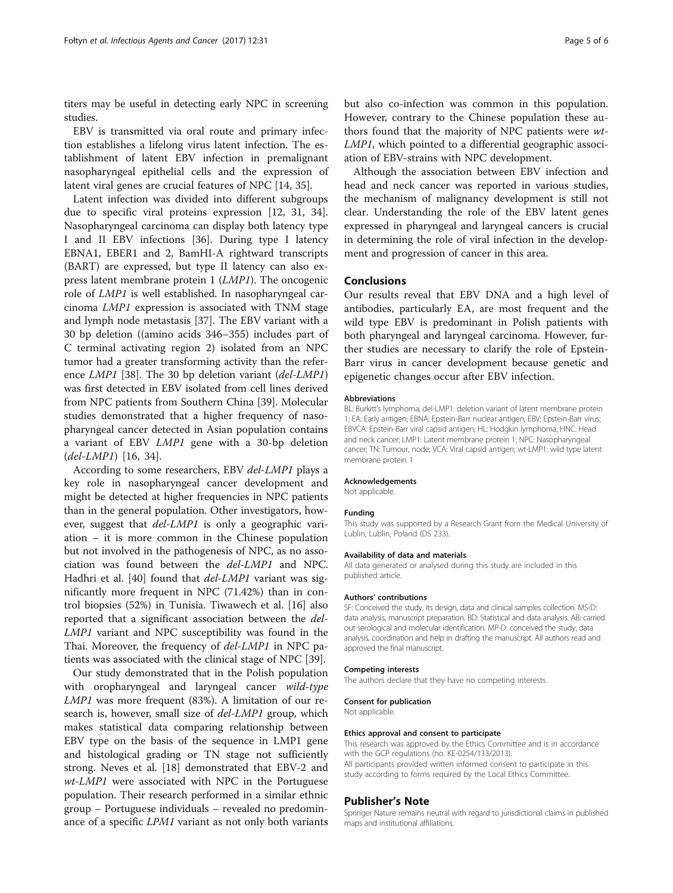titers may be useful in detecting early NPC in screening studies.

EBV is transmitted via oral route and primary infection establishes a lifelong virus latent infection. The establishment of latent EBV infection in premalignant nasopharyngeal epithelial cells and the expression of latent viral genes are crucial features of NPC [14, 35].

Latent infection was divided into different subgroups due to specific viral proteins expression [12, 31, 34]. Nasopharyngeal carcinoma can display both latency type I and II EBV infections [36]. During type I latency EBNA1, EBER1 and 2, BamHI-A rightward transcripts (BART) are expressed, but type II latency can also express latent membrane protein 1 (*LMP1*). The oncogenic role of *LMP1* is well established. In nasopharyngeal carcinoma *LMP1* expression is associated with TNM stage and lymph node metastasis [37]. The EBV variant with a 30 bp deletion ((amino acids 346–355) includes part of C terminal activating region 2) isolated from an NPC tumor had a greater transforming activity than the reference *LMP1* [38]. The 30 bp deletion variant (*del-LMP1*) was first detected in EBV isolated from cell lines derived from NPC patients from Southern China [39]. Molecular studies demonstrated that a higher frequency of nasopharyngeal cancer detected in Asian population contains a variant of EBV *LMP1* gene with a 30-bp deletion (*del-LMP1*) [16, 34].

According to some researchers, EBV *del-LMP1* plays a key role in nasopharyngeal cancer development and might be detected at higher frequencies in NPC patients than in the general population. Other investigators, however, suggest that *del-LMP1* is only a geographic variation – it is more common in the Chinese population but not involved in the pathogenesis of NPC, as no association was found between the *del-LMP1* and NPC. Hadhri et al. [40] found that *del-LMP1* variant was significantly more frequent in NPC (71.42%) than in control biopsies (52%) in Tunisia. Tiwawech et al. [16] also reported that a significant association between the *del-LMP1* variant and NPC susceptibility was found in the Thai. Moreover, the frequency of *del-LMP1* in NPC patients was associated with the clinical stage of NPC [39].

Our study demonstrated that in the Polish population with oropharyngeal and laryngeal cancer *wild-type LMP1* was more frequent (83%). A limitation of our research is, however, small size of *del-LMP1* group, which makes statistical data comparing relationship between EBV type on the basis of the sequence in LMP1 gene and histological grading or TN stage not sufficiently strong. Neves et al. [18] demonstrated that EBV-2 and *wt-LMP1* were associated with NPC in the Portuguese population. Their research performed in a similar ethnic group – Portuguese individuals – revealed no predominance of a specific *LPM1* variant as not only both variants but also co-infection was common in this population. However, contrary to the Chinese population these authors found that the majority of NPC patients were *wt-LMP1*, which pointed to a differential geographic association of EBV-strains with NPC development.

Although the association between EBV infection and head and neck cancer was reported in various studies, the mechanism of malignancy development is still not clear. Understanding the role of the EBV latent genes expressed in pharyngeal and laryngeal cancers is crucial in determining the role of viral infection in the development and progression of cancer in this area.

## Conclusions

Our results reveal that EBV DNA and a high level of antibodies, particularly EA, are most frequent and the wild type EBV is predominant in Polish patients with both pharyngeal and laryngeal carcinoma. However, further studies are necessary to clarify the role of Epstein-Barr virus in cancer development because genetic and epigenetic changes occur after EBV infection.

#### Abbreviations

BL: Burkitt's lymphoma; del-LMP1: deletion variant of latent membrane protein 1; EA: Early antigen; EBNA: Epstein-Barr nuclear antigen; EBV: Epstein-Barr virus; EBVCA: Epstein-Barr viral capsid antigen; HL: Hodgkin lymphoma; HNC: Head and neck cancer; LMP1: Latent membrane protein 1; NPC: Nasopharyngeal cancer; TN: Tumour, node; VCA: Viral capsid antigen; wt-LMP1: wild type latent membrane protein 1

#### Acknowledgements

Not applicable.

#### Funding

This study was supported by a Research Grant from the Medical University of Lublin, Lublin, Poland (DS 233).

#### Availability of data and materials

All data generated or analysed during this study are included in this published article.

#### Authors' contributions

SF: Conceived the study, its design, data and clinical samples collection. MS-D: data analysis, manuscript preparation. BD: Statistical and data analysis. AB: carried out serological and molecular identification. MP-D: conceived the study, data analysis, coordination and help in drafting the manuscript. All authors read and approved the final manuscript.

#### Competing interests

The authors declare that they have no competing interests.

#### Consent for publication

Not applicable.

#### Ethics approval and consent to participate

This research was approved by the Ethics Committee and is in accordance with the GCP regulations (no. KE-0254/133/2013).
All participants provided written informed consent to participate in this study according to forms required by the Local Ethics Committee.

## Publisher's Note

Springer Nature remains neutral with regard to jurisdictional claims in published maps and institutional affiliations.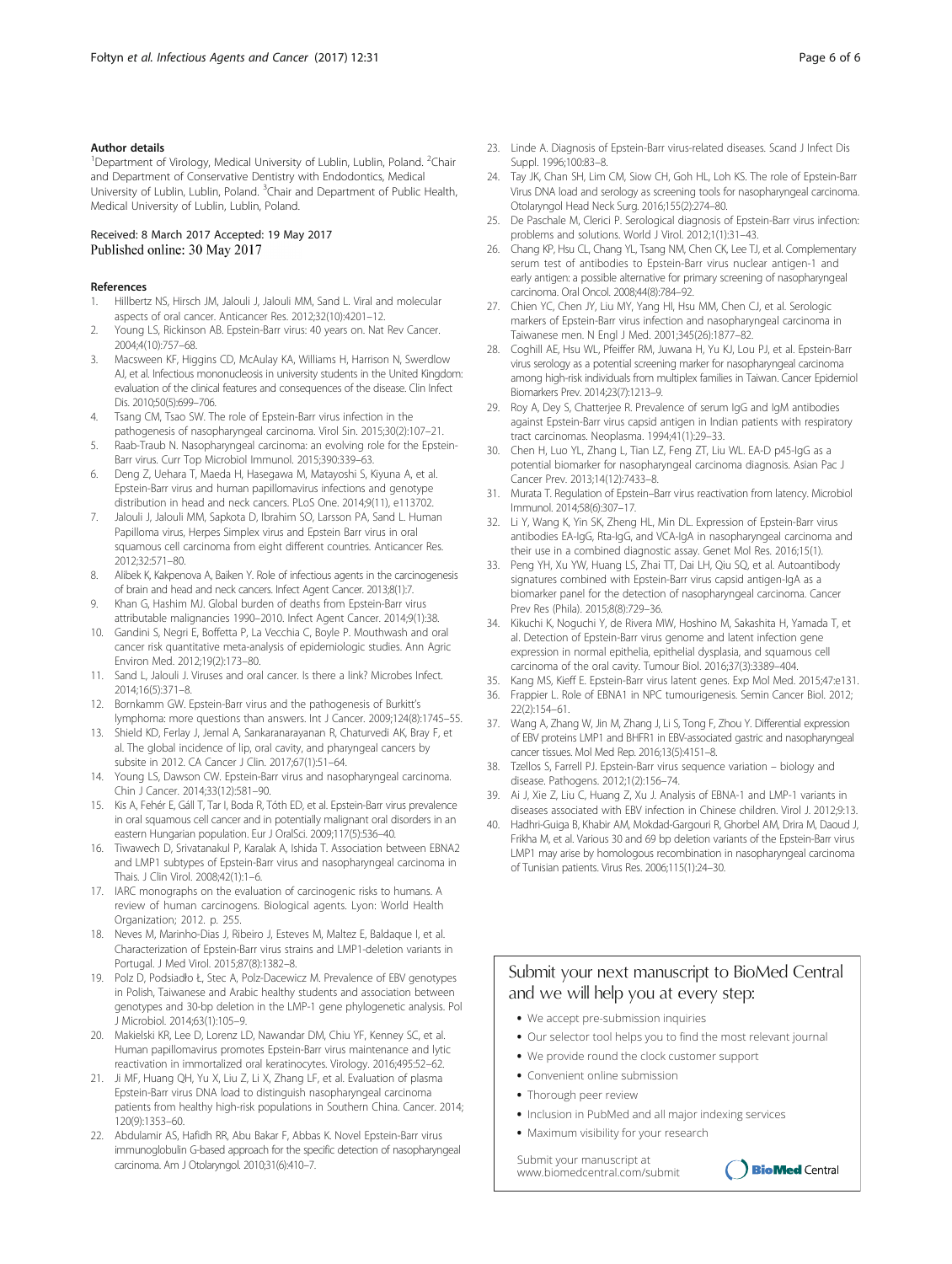#### Author details

[1]Department of Virology, Medical University of Lublin, Lublin, Poland. [2]Chair and Department of Conservative Dentistry with Endodontics, Medical University of Lublin, Lublin, Poland. [3]Chair and Department of Public Health, Medical University of Lublin, Lublin, Poland.

Received: 8 March 2017 Accepted: 19 May 2017
Published online: 30 May 2017

#### References

1. Hillbertz NS, Hirsch JM, Jalouli J, Jalouli MM, Sand L. Viral and molecular aspects of oral cancer. Anticancer Res. 2012;32(10):4201–12.
2. Young LS, Rickinson AB. Epstein-Barr virus: 40 years on. Nat Rev Cancer. 2004;4(10):757–68.
3. Macsween KF, Higgins CD, McAulay KA, Williams H, Harrison N, Swerdlow AJ, et al. Infectious mononucleosis in university students in the United Kingdom: evaluation of the clinical features and consequences of the disease. Clin Infect Dis. 2010;50(5):699–706.
4. Tsang CM, Tsao SW. The role of Epstein-Barr virus infection in the pathogenesis of nasopharyngeal carcinoma. Virol Sin. 2015;30(2):107–21.
5. Raab-Traub N. Nasopharyngeal carcinoma: an evolving role for the Epstein-Barr virus. Curr Top Microbiol Immunol. 2015;390:339–63.
6. Deng Z, Uehara T, Maeda H, Hasegawa M, Matayoshi S, Kiyuna A, et al. Epstein-Barr virus and human papillomavirus infections and genotype distribution in head and neck cancers. PLoS One. 2014;9(11), e113702.
7. Jalouli J, Jalouli MM, Sapkota D, Ibrahim SO, Larsson PA, Sand L. Human Papilloma virus, Herpes Simplex virus and Epstein Barr virus in oral squamous cell carcinoma from eight different countries. Anticancer Res. 2012;32:571–80.
8. Alibek K, Kakpenova A, Baiken Y. Role of infectious agents in the carcinogenesis of brain and head and neck cancers. Infect Agent Cancer. 2013;8(1):7.
9. Khan G, Hashim MJ. Global burden of deaths from Epstein-Barr virus attributable malignancies 1990–2010. Infect Agent Cancer. 2014;9(1):38.
10. Gandini S, Negri E, Boffetta P, La Vecchia C, Boyle P. Mouthwash and oral cancer risk quantitative meta-analysis of epidemiologic studies. Ann Agric Environ Med. 2012;19(2):173–80.
11. Sand L, Jalouli J. Viruses and oral cancer. Is there a link? Microbes Infect. 2014;16(5):371–8.
12. Bornkamm GW. Epstein-Barr virus and the pathogenesis of Burkitt's lymphoma: more questions than answers. Int J Cancer. 2009;124(8):1745–55.
13. Shield KD, Ferlay J, Jemal A, Sankaranarayanan R, Chaturvedi AK, Bray F, et al. The global incidence of lip, oral cavity, and pharyngeal cancers by subsite in 2012. CA Cancer J Clin. 2017;67(1):51–64.
14. Young LS, Dawson CW. Epstein-Barr virus and nasopharyngeal carcinoma. Chin J Cancer. 2014;33(12):581–90.
15. Kis A, Fehér E, Gáll T, Tar I, Boda R, Tóth ED, et al. Epstein-Barr virus prevalence in oral squamous cell cancer and in potentially malignant oral disorders in an eastern Hungarian population. Eur J OralSci. 2009;117(5):536–40.
16. Tiwawech D, Srivatanakul P, Karalak A, Ishida T. Association between EBNA2 and LMP1 subtypes of Epstein-Barr virus and nasopharyngeal carcinoma in Thais. J Clin Virol. 2008;42(1):1–6.
17. IARC monographs on the evaluation of carcinogenic risks to humans. A review of human carcinogens. Biological agents. Lyon: World Health Organization; 2012. p. 255.
18. Neves M, Marinho-Dias J, Ribeiro J, Esteves M, Maltez E, Baldaque I, et al. Characterization of Epstein-Barr virus strains and LMP1-deletion variants in Portugal. J Med Virol. 2015;87(8):1382–8.
19. Polz D, Podsiadło Ł, Stec A, Polz-Dacewicz M. Prevalence of EBV genotypes in Polish, Taiwanese and Arabic healthy students and association between genotypes and 30-bp deletion in the LMP-1 gene phylogenetic analysis. Pol J Microbiol. 2014;63(1):105–9.
20. Makielski KR, Lee D, Lorenz LD, Nawandar DM, Chiu YF, Kenney SC, et al. Human papillomavirus promotes Epstein-Barr virus maintenance and lytic reactivation in immortalized oral keratinocytes. Virology. 2016;495:52–62.
21. Ji MF, Huang QH, Yu X, Liu Z, Li X, Zhang LF, et al. Evaluation of plasma Epstein-Barr virus DNA load to distinguish nasopharyngeal carcinoma patients from healthy high-risk populations in Southern China. Cancer. 2014; 120(9):1353–60.
22. Abdulamir AS, Hafidh RR, Abu Bakar F, Abbas K. Novel Epstein-Barr virus immunoglobulin G-based approach for the specific detection of nasopharyngeal carcinoma. Am J Otolaryngol. 2010;31(6):410–7.
23. Linde A. Diagnosis of Epstein-Barr virus-related diseases. Scand J Infect Dis Suppl. 1996;100:83–8.
24. Tay JK, Chan SH, Lim CM, Siow CH, Goh HL, Loh KS. The role of Epstein-Barr Virus DNA load and serology as screening tools for nasopharyngeal carcinoma. Otolaryngol Head Neck Surg. 2016;155(2):274–80.
25. De Paschale M, Clerici P. Serological diagnosis of Epstein-Barr virus infection: problems and solutions. World J Virol. 2012;1(1):31–43.
26. Chang KP, Hsu CL, Chang YL, Tsang NM, Chen CK, Lee TJ, et al. Complementary serum test of antibodies to Epstein-Barr virus nuclear antigen-1 and early antigen: a possible alternative for primary screening of nasopharyngeal carcinoma. Oral Oncol. 2008;44(8):784–92.
27. Chien YC, Chen JY, Liu MY, Yang HI, Hsu MM, Chen CJ, et al. Serologic markers of Epstein-Barr virus infection and nasopharyngeal carcinoma in Taiwanese men. N Engl J Med. 2001;345(26):1877–82.
28. Coghill AE, Hsu WL, Pfeiffer RM, Juwana H, Yu KJ, Lou PJ, et al. Epstein-Barr virus serology as a potential screening marker for nasopharyngeal carcinoma among high-risk individuals from multiplex families in Taiwan. Cancer Epidemiol Biomarkers Prev. 2014;23(7):1213–9.
29. Roy A, Dey S, Chatterjee R. Prevalence of serum IgG and IgM antibodies against Epstein-Barr virus capsid antigen in Indian patients with respiratory tract carcinomas. Neoplasma. 1994;41(1):29–33.
30. Chen H, Luo YL, Zhang L, Tian LZ, Feng ZT, Liu WL. EA-D p45-IgG as a potential biomarker for nasopharyngeal carcinoma diagnosis. Asian Pac J Cancer Prev. 2013;14(12):7433–8.
31. Murata T. Regulation of Epstein–Barr virus reactivation from latency. Microbiol Immunol. 2014;58(6):307–17.
32. Li Y, Wang K, Yin SK, Zheng HL, Min DL. Expression of Epstein-Barr virus antibodies EA-IgG, Rta-IgG, and VCA-IgA in nasopharyngeal carcinoma and their use in a combined diagnostic assay. Genet Mol Res. 2016;15(1).
33. Peng YH, Xu YW, Huang LS, Zhai TT, Dai LH, Qiu SQ, et al. Autoantibody signatures combined with Epstein-Barr virus capsid antigen-IgA as a biomarker panel for the detection of nasopharyngeal carcinoma. Cancer Prev Res (Phila). 2015;8(8):729–36.
34. Kikuchi K, Noguchi Y, de Rivera MW, Hoshino M, Sakashita H, Yamada T, et al. Detection of Epstein-Barr virus genome and latent infection gene expression in normal epithelia, epithelial dysplasia, and squamous cell carcinoma of the oral cavity. Tumour Biol. 2016;37(3):3389–404.
35. Kang MS, Kieff E. Epstein-Barr virus latent genes. Exp Mol Med. 2015;47:e131.
36. Frappier L. Role of EBNA1 in NPC tumourigenesis. Semin Cancer Biol. 2012; 22(2):154–61.
37. Wang A, Zhang W, Jin M, Zhang J, Li S, Tong F, Zhou Y. Differential expression of EBV proteins LMP1 and BHFR1 in EBV-associated gastric and nasopharyngeal cancer tissues. Mol Med Rep. 2016;13(5):4151–8.
38. Tzellos S, Farrell PJ. Epstein-Barr virus sequence variation – biology and disease. Pathogens. 2012;1(2):156–74.
39. Ai J, Xie Z, Liu C, Huang Z, Xu J. Analysis of EBNA-1 and LMP-1 variants in diseases associated with EBV infection in Chinese children. Virol J. 2012;9:13.
40. Hadhri-Guiga B, Khabir AM, Mokdad-Gargouri R, Ghorbel AM, Drira M, Daoud J, Frikha M, et al. Various 30 and 69 bp deletion variants of the Epstein-Barr virus LMP1 may arise by homologous recombination in nasopharyngeal carcinoma of Tunisian patients. Virus Res. 2006;115(1):24–30.

Submit your next manuscript to BioMed Central and we will help you at every step:

- We accept pre-submission inquiries
- Our selector tool helps you to find the most relevant journal
- We provide round the clock customer support
- Convenient online submission
- Thorough peer review
- Inclusion in PubMed and all major indexing services
- Maximum visibility for your research

Submit your manuscript at
www.biomedcentral.com/submit

BioMed Central